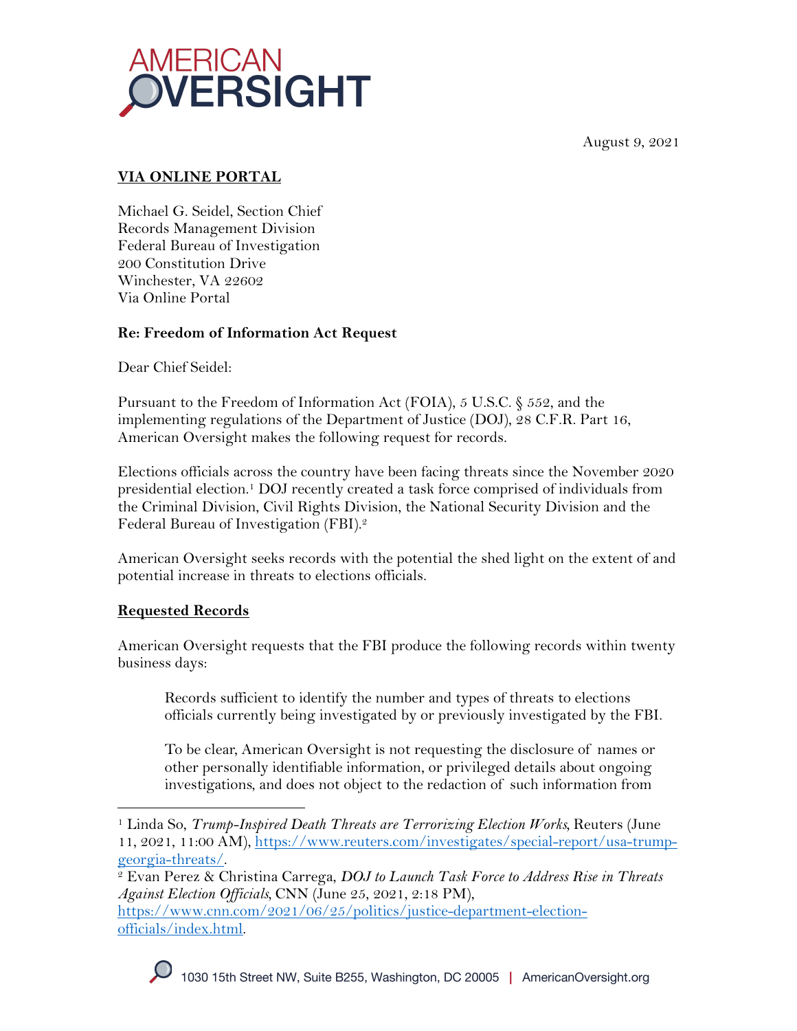AMERICAN OVERSIGHT

August 9, 2021

**VIA ONLINE PORTAL**

Michael G. Seidel, Section Chief
Records Management Division
Federal Bureau of Investigation
200 Constitution Drive
Winchester, VA 22602
Via Online Portal

**Re: Freedom of Information Act Request**

Dear Chief Seidel:

Pursuant to the Freedom of Information Act (FOIA), 5 U.S.C. § 552, and the implementing regulations of the Department of Justice (DOJ), 28 C.F.R. Part 16, American Oversight makes the following request for records.

Elections officials across the country have been facing threats since the November 2020 presidential election.[1] DOJ recently created a task force comprised of individuals from the Criminal Division, Civil Rights Division, the National Security Division and the Federal Bureau of Investigation (FBI).[2]

American Oversight seeks records with the potential the shed light on the extent of and potential increase in threats to elections officials.

**Requested Records**

American Oversight requests that the FBI produce the following records within twenty business days:

> Records sufficient to identify the number and types of threats to elections officials currently being investigated by or previously investigated by the FBI.
>
> To be clear, American Oversight is not requesting the disclosure of names or other personally identifiable information, or privileged details about ongoing investigations, and does not object to the redaction of such information from

---

[1] Linda So, *Trump-Inspired Death Threats are Terrorizing Election Works*, Reuters (June 11, 2021, 11:00 AM), https://www.reuters.com/investigates/special-report/usa-trump-georgia-threats/.

[2] Evan Perez & Christina Carrega, *DOJ to Launch Task Force to Address Rise in Threats Against Election Officials*, CNN (June 25, 2021, 2:18 PM), https://www.cnn.com/2021/06/25/politics/justice-department-election-officials/index.html.

1030 15th Street NW, Suite B255, Washington, DC 20005 | AmericanOversight.org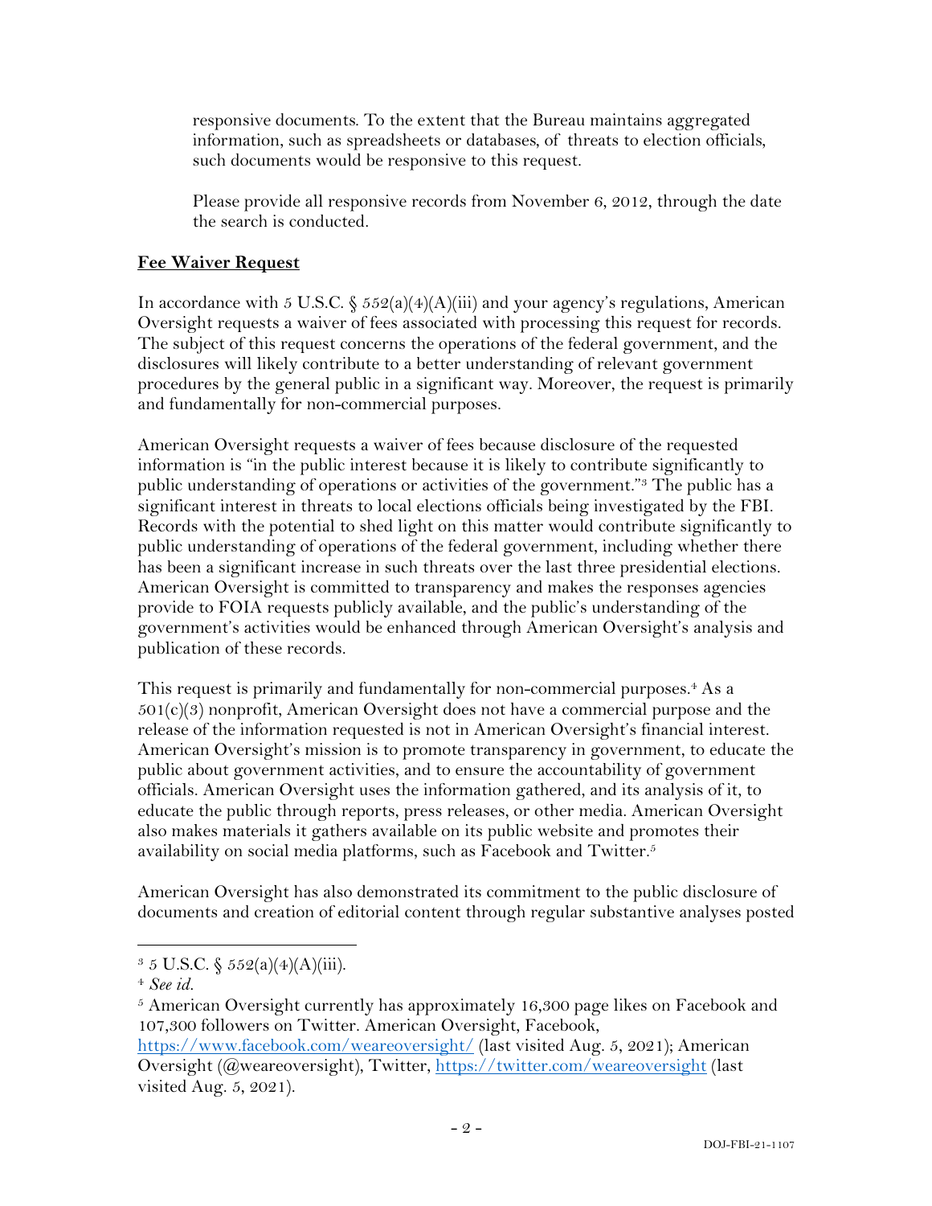responsive documents. To the extent that the Bureau maintains aggregated information, such as spreadsheets or databases, of threats to election officials, such documents would be responsive to this request.

Please provide all responsive records from November 6, 2012, through the date the search is conducted.

## Fee Waiver Request

In accordance with 5 U.S.C. § 552(a)(4)(A)(iii) and your agency's regulations, American Oversight requests a waiver of fees associated with processing this request for records. The subject of this request concerns the operations of the federal government, and the disclosures will likely contribute to a better understanding of relevant government procedures by the general public in a significant way. Moreover, the request is primarily and fundamentally for non-commercial purposes.

American Oversight requests a waiver of fees because disclosure of the requested information is "in the public interest because it is likely to contribute significantly to public understanding of operations or activities of the government."[3] The public has a significant interest in threats to local elections officials being investigated by the FBI. Records with the potential to shed light on this matter would contribute significantly to public understanding of operations of the federal government, including whether there has been a significant increase in such threats over the last three presidential elections. American Oversight is committed to transparency and makes the responses agencies provide to FOIA requests publicly available, and the public's understanding of the government's activities would be enhanced through American Oversight's analysis and publication of these records.

This request is primarily and fundamentally for non-commercial purposes.[4] As a 501(c)(3) nonprofit, American Oversight does not have a commercial purpose and the release of the information requested is not in American Oversight's financial interest. American Oversight's mission is to promote transparency in government, to educate the public about government activities, and to ensure the accountability of government officials. American Oversight uses the information gathered, and its analysis of it, to educate the public through reports, press releases, or other media. American Oversight also makes materials it gathers available on its public website and promotes their availability on social media platforms, such as Facebook and Twitter.[5]

American Oversight has also demonstrated its commitment to the public disclosure of documents and creation of editorial content through regular substantive analyses posted

---

[3] 5 U.S.C. § 552(a)(4)(A)(iii).

[4] *See id.*

[5] American Oversight currently has approximately 16,300 page likes on Facebook and 107,300 followers on Twitter. American Oversight, Facebook, https://www.facebook.com/weareoversight/ (last visited Aug. 5, 2021); American Oversight (@weareoversight), Twitter, https://twitter.com/weareoversight (last visited Aug. 5, 2021).

DOJ-FBI-21-1107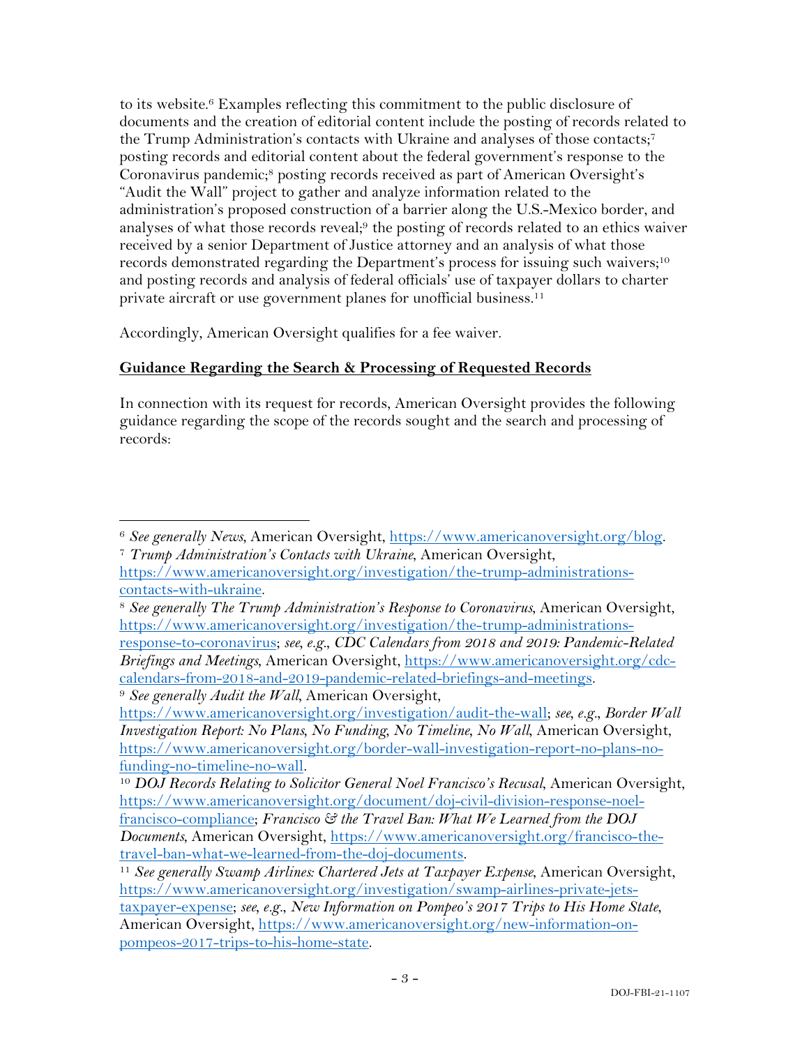to its website.[6] Examples reflecting this commitment to the public disclosure of documents and the creation of editorial content include the posting of records related to the Trump Administration's contacts with Ukraine and analyses of those contacts;[7] posting records and editorial content about the federal government's response to the Coronavirus pandemic;[8] posting records received as part of American Oversight's "Audit the Wall" project to gather and analyze information related to the administration's proposed construction of a barrier along the U.S.-Mexico border, and analyses of what those records reveal;[9] the posting of records related to an ethics waiver received by a senior Department of Justice attorney and an analysis of what those records demonstrated regarding the Department's process for issuing such waivers;[10] and posting records and analysis of federal officials' use of taxpayer dollars to charter private aircraft or use government planes for unofficial business.[11]

Accordingly, American Oversight qualifies for a fee waiver.

**<u>Guidance Regarding the Search & Processing of Requested Records</u>**

In connection with its request for records, American Oversight provides the following guidance regarding the scope of the records sought and the search and processing of records:

---

[6] *See generally News*, American Oversight, https://www.americanoversight.org/blog.

[7] *Trump Administration's Contacts with Ukraine*, American Oversight, https://www.americanoversight.org/investigation/the-trump-administrations-contacts-with-ukraine.

[8] *See generally The Trump Administration's Response to Coronavirus*, American Oversight, https://www.americanoversight.org/investigation/the-trump-administrations-response-to-coronavirus; *see, e.g.*, *CDC Calendars from 2018 and 2019: Pandemic-Related Briefings and Meetings*, American Oversight, https://www.americanoversight.org/cdc-calendars-from-2018-and-2019-pandemic-related-briefings-and-meetings.

[9] *See generally Audit the Wall*, American Oversight, https://www.americanoversight.org/investigation/audit-the-wall; *see, e.g.*, *Border Wall Investigation Report: No Plans, No Funding, No Timeline, No Wall*, American Oversight, https://www.americanoversight.org/border-wall-investigation-report-no-plans-no-funding-no-timeline-no-wall.

[10] *DOJ Records Relating to Solicitor General Noel Francisco's Recusal*, American Oversight, https://www.americanoversight.org/document/doj-civil-division-response-noel-francisco-compliance; *Francisco & the Travel Ban: What We Learned from the DOJ Documents*, American Oversight, https://www.americanoversight.org/francisco-the-travel-ban-what-we-learned-from-the-doj-documents.

[11] *See generally Swamp Airlines: Chartered Jets at Taxpayer Expense*, American Oversight, https://www.americanoversight.org/investigation/swamp-airlines-private-jets-taxpayer-expense; *see, e.g.*, *New Information on Pompeo's 2017 Trips to His Home State*, American Oversight, https://www.americanoversight.org/new-information-on-pompeos-2017-trips-to-his-home-state.

DOJ-FBI-21-1107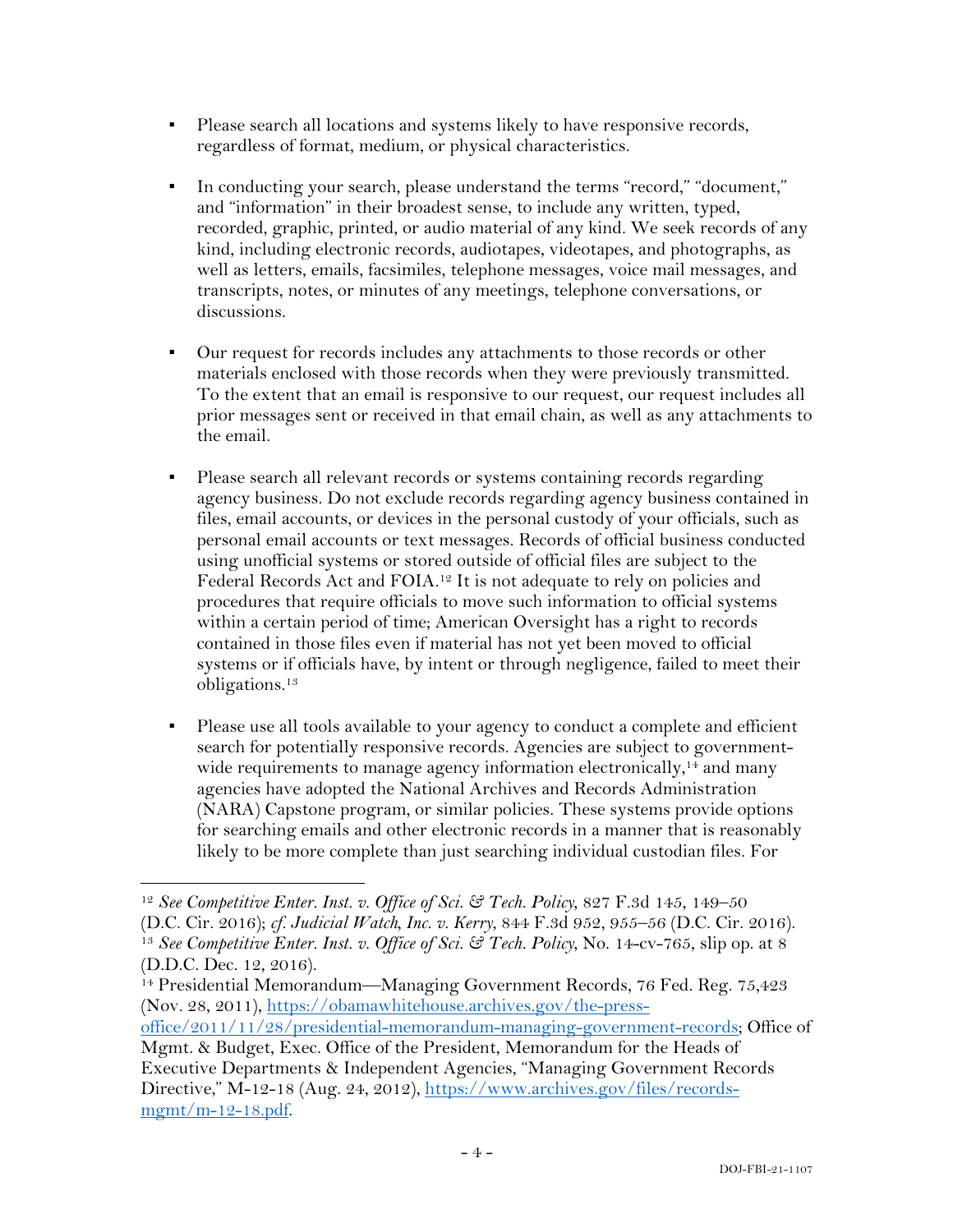- Please search all locations and systems likely to have responsive records, regardless of format, medium, or physical characteristics.

- In conducting your search, please understand the terms "record," "document," and "information" in their broadest sense, to include any written, typed, recorded, graphic, printed, or audio material of any kind. We seek records of any kind, including electronic records, audiotapes, videotapes, and photographs, as well as letters, emails, facsimiles, telephone messages, voice mail messages, and transcripts, notes, or minutes of any meetings, telephone conversations, or discussions.

- Our request for records includes any attachments to those records or other materials enclosed with those records when they were previously transmitted. To the extent that an email is responsive to our request, our request includes all prior messages sent or received in that email chain, as well as any attachments to the email.

- Please search all relevant records or systems containing records regarding agency business. Do not exclude records regarding agency business contained in files, email accounts, or devices in the personal custody of your officials, such as personal email accounts or text messages. Records of official business conducted using unofficial systems or stored outside of official files are subject to the Federal Records Act and FOIA.[12] It is not adequate to rely on policies and procedures that require officials to move such information to official systems within a certain period of time; American Oversight has a right to records contained in those files even if material has not yet been moved to official systems or if officials have, by intent or through negligence, failed to meet their obligations.[13]

- Please use all tools available to your agency to conduct a complete and efficient search for potentially responsive records. Agencies are subject to government-wide requirements to manage agency information electronically,[14] and many agencies have adopted the National Archives and Records Administration (NARA) Capstone program, or similar policies. These systems provide options for searching emails and other electronic records in a manner that is reasonably likely to be more complete than just searching individual custodian files. For

---

[12] *See Competitive Enter. Inst. v. Office of Sci. & Tech. Policy*, 827 F.3d 145, 149–50 (D.C. Cir. 2016); *cf. Judicial Watch, Inc. v. Kerry*, 844 F.3d 952, 955–56 (D.C. Cir. 2016).

[13] *See Competitive Enter. Inst. v. Office of Sci. & Tech. Policy*, No. 14-cv-765, slip op. at 8 (D.D.C. Dec. 12, 2016).

[14] Presidential Memorandum—Managing Government Records, 76 Fed. Reg. 75,423 (Nov. 28, 2011), https://obamawhitehouse.archives.gov/the-press-office/2011/11/28/presidential-memorandum-managing-government-records; Office of Mgmt. & Budget, Exec. Office of the President, Memorandum for the Heads of Executive Departments & Independent Agencies, "Managing Government Records Directive," M-12-18 (Aug. 24, 2012), https://www.archives.gov/files/records-mgmt/m-12-18.pdf.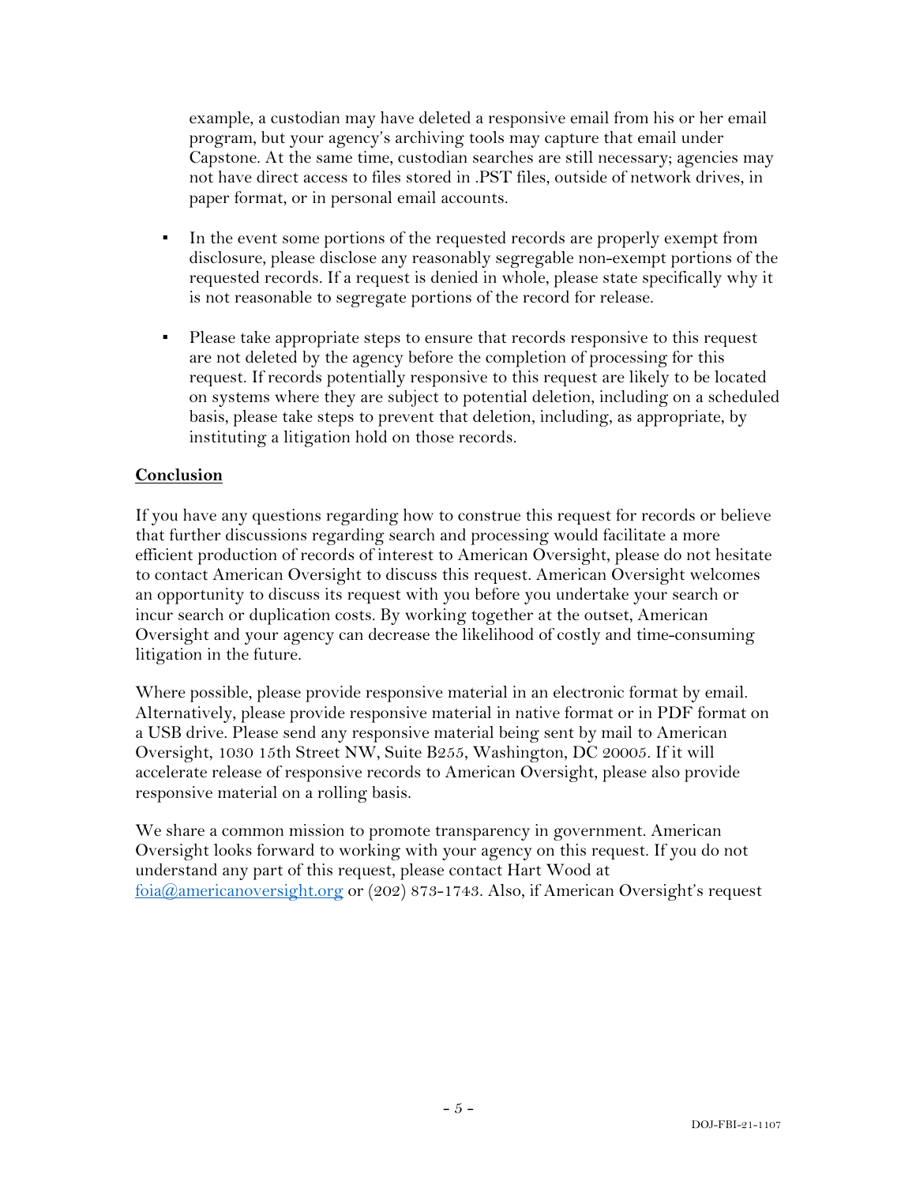example, a custodian may have deleted a responsive email from his or her email program, but your agency's archiving tools may capture that email under Capstone. At the same time, custodian searches are still necessary; agencies may not have direct access to files stored in .PST files, outside of network drives, in paper format, or in personal email accounts.

- In the event some portions of the requested records are properly exempt from disclosure, please disclose any reasonably segregable non-exempt portions of the requested records. If a request is denied in whole, please state specifically why it is not reasonable to segregate portions of the record for release.

- Please take appropriate steps to ensure that records responsive to this request are not deleted by the agency before the completion of processing for this request. If records potentially responsive to this request are likely to be located on systems where they are subject to potential deletion, including on a scheduled basis, please take steps to prevent that deletion, including, as appropriate, by instituting a litigation hold on those records.

**Conclusion**

If you have any questions regarding how to construe this request for records or believe that further discussions regarding search and processing would facilitate a more efficient production of records of interest to American Oversight, please do not hesitate to contact American Oversight to discuss this request. American Oversight welcomes an opportunity to discuss its request with you before you undertake your search or incur search or duplication costs. By working together at the outset, American Oversight and your agency can decrease the likelihood of costly and time-consuming litigation in the future.

Where possible, please provide responsive material in an electronic format by email. Alternatively, please provide responsive material in native format or in PDF format on a USB drive. Please send any responsive material being sent by mail to American Oversight, 1030 15th Street NW, Suite B255, Washington, DC 20005. If it will accelerate release of responsive records to American Oversight, please also provide responsive material on a rolling basis.

We share a common mission to promote transparency in government. American Oversight looks forward to working with your agency on this request. If you do not understand any part of this request, please contact Hart Wood at foia@americanoversight.org or (202) 873-1743. Also, if American Oversight's request

DOJ-FBI-21-1107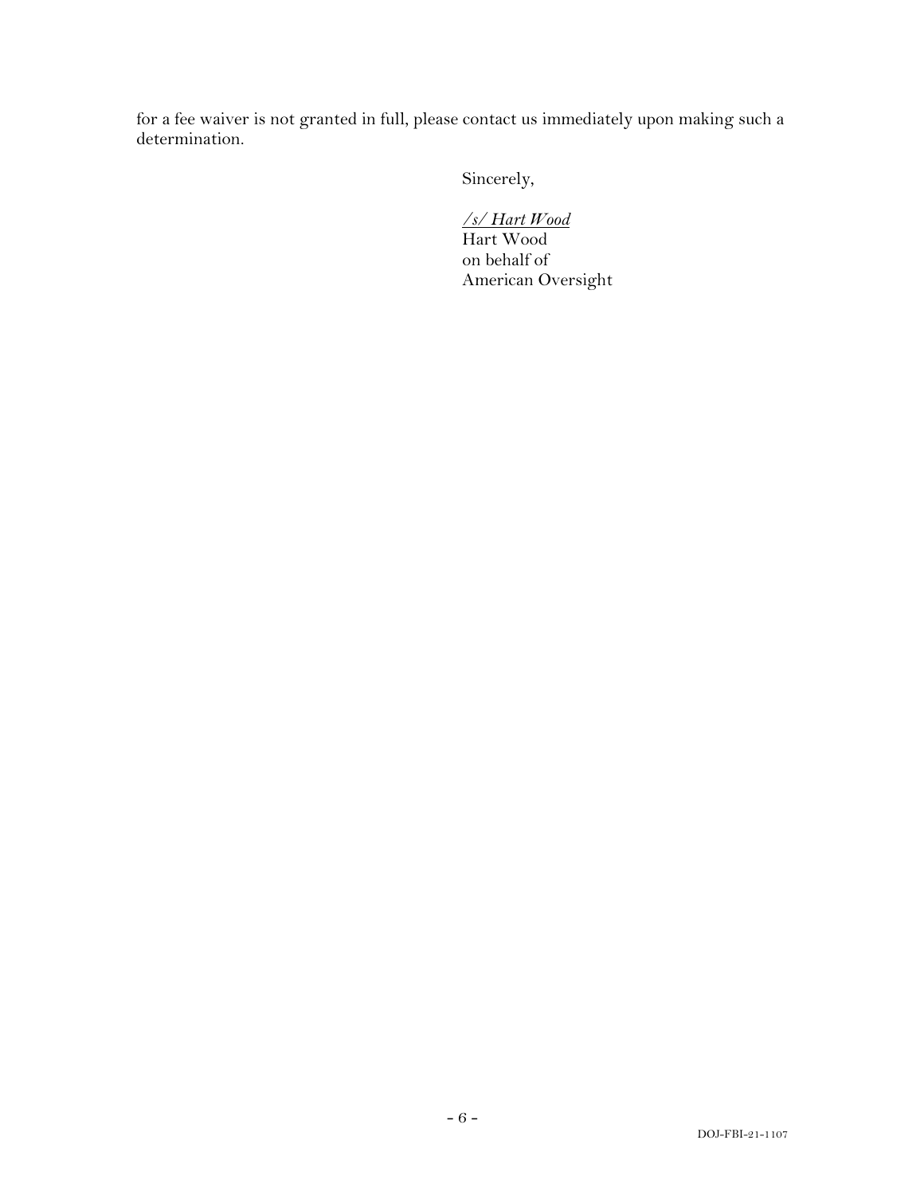for a fee waiver is not granted in full, please contact us immediately upon making such a determination.

Sincerely,

*/s/ Hart Wood*
Hart Wood
on behalf of
American Oversight

DOJ-FBI-21-1107